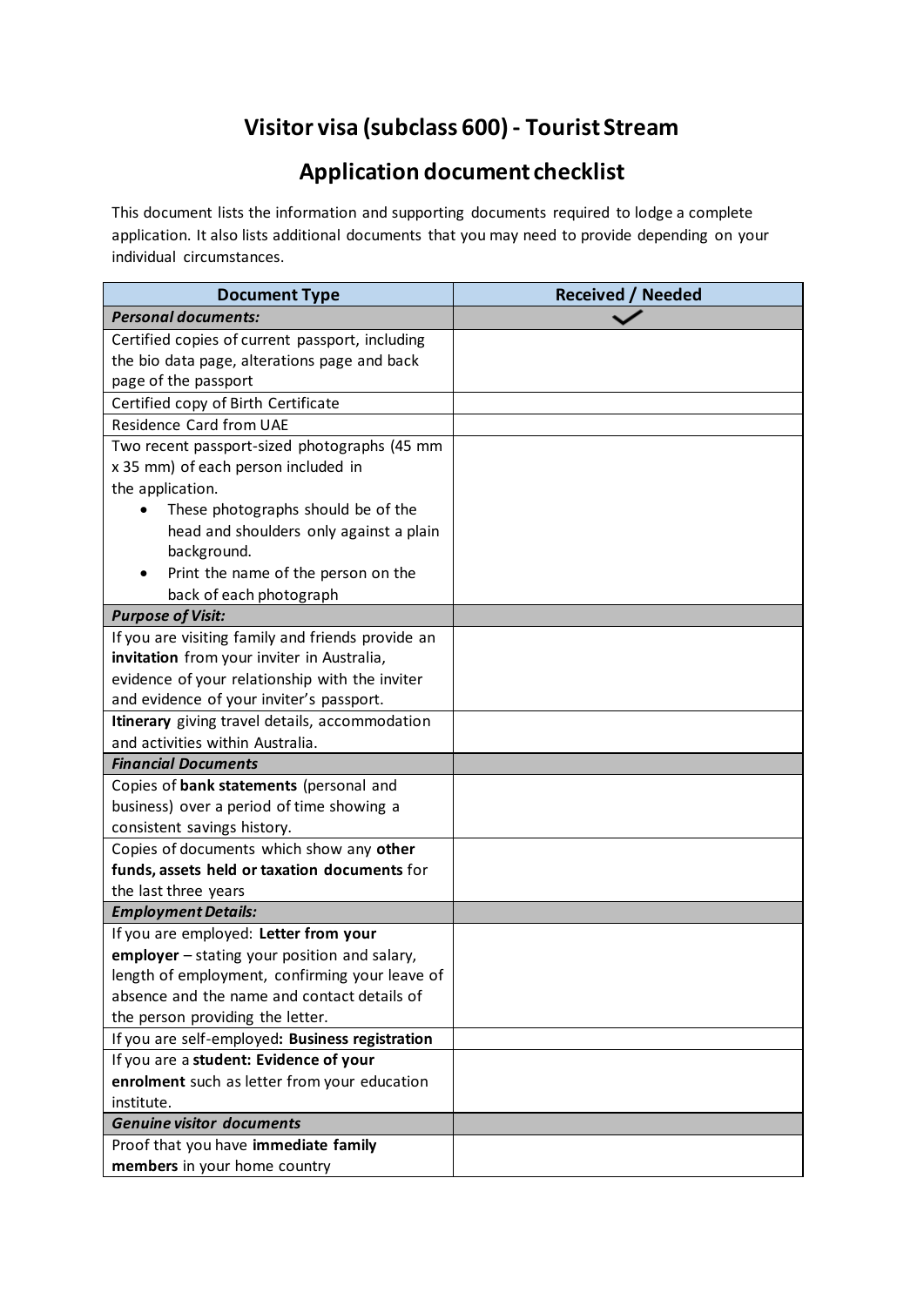# Visitor visa (subclass 600) - Tourist Stream

## Application document checklist

This document lists the information and supporting documents required to lodge a complete application. It also lists additional documents that you may need to provide depending on your individual circumstances.

| Document Type | Received / Needed |
|---|---|
| ***Personal documents:*** | ✓ |
| Certified copies of current passport, including the bio data page, alterations page and back page of the passport | |
| Certified copy of Birth Certificate | |
| Residence Card from UAE | |
| Two recent passport-sized photographs (45 mm x 35 mm) of each person included in the application.<br>• These photographs should be of the head and shoulders only against a plain background.<br>• Print the name of the person on the back of each photograph | |
| ***Purpose of Visit:*** | |
| If you are visiting family and friends provide an **invitation** from your inviter in Australia, evidence of your relationship with the inviter and evidence of your inviter's passport. | |
| **Itinerary** giving travel details, accommodation and activities within Australia. | |
| ***Financial Documents*** | |
| Copies of **bank statements** (personal and business) over a period of time showing a consistent savings history. | |
| Copies of documents which show any **other funds, assets held or taxation documents** for the last three years | |
| ***Employment Details:*** | |
| If you are employed: **Letter from your employer** – stating your position and salary, length of employment, confirming your leave of absence and the name and contact details of the person providing the letter. | |
| If you are self-employed**: Business registration** | |
| If you are a **student: Evidence of your enrolment** such as letter from your education institute. | |
| ***Genuine visitor documents*** | |
| Proof that you have **immediate family members** in your home country | |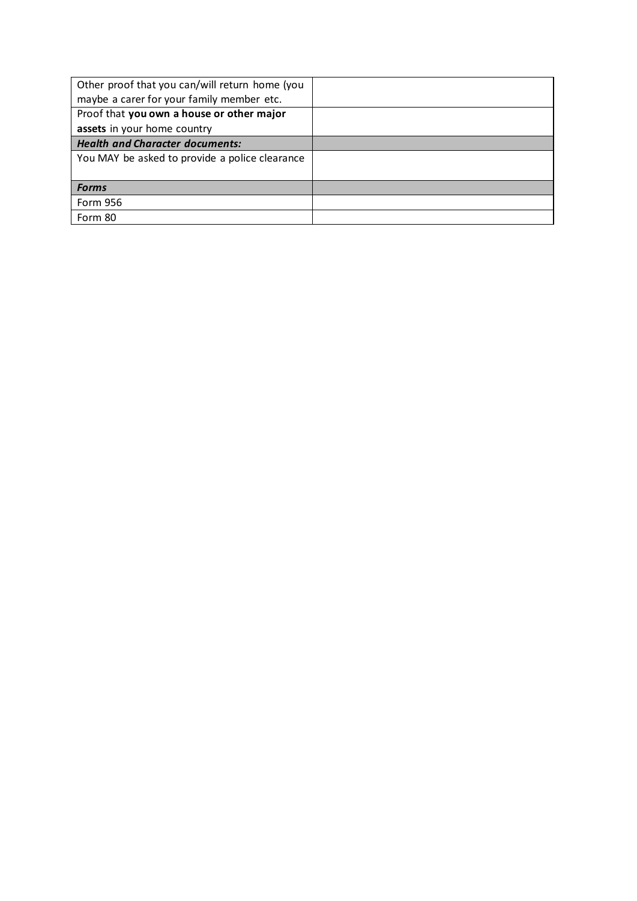| | |
|---|---|
| Other proof that you can/will return home (you maybe a carer for your family member etc. | |
| Proof that **you own a house or other major assets** in your home country | |
| ***Health and Character documents:*** | |
| You MAY be asked to provide a police clearance | |
| ***Forms*** | |
| Form 956 | |
| Form 80 | |